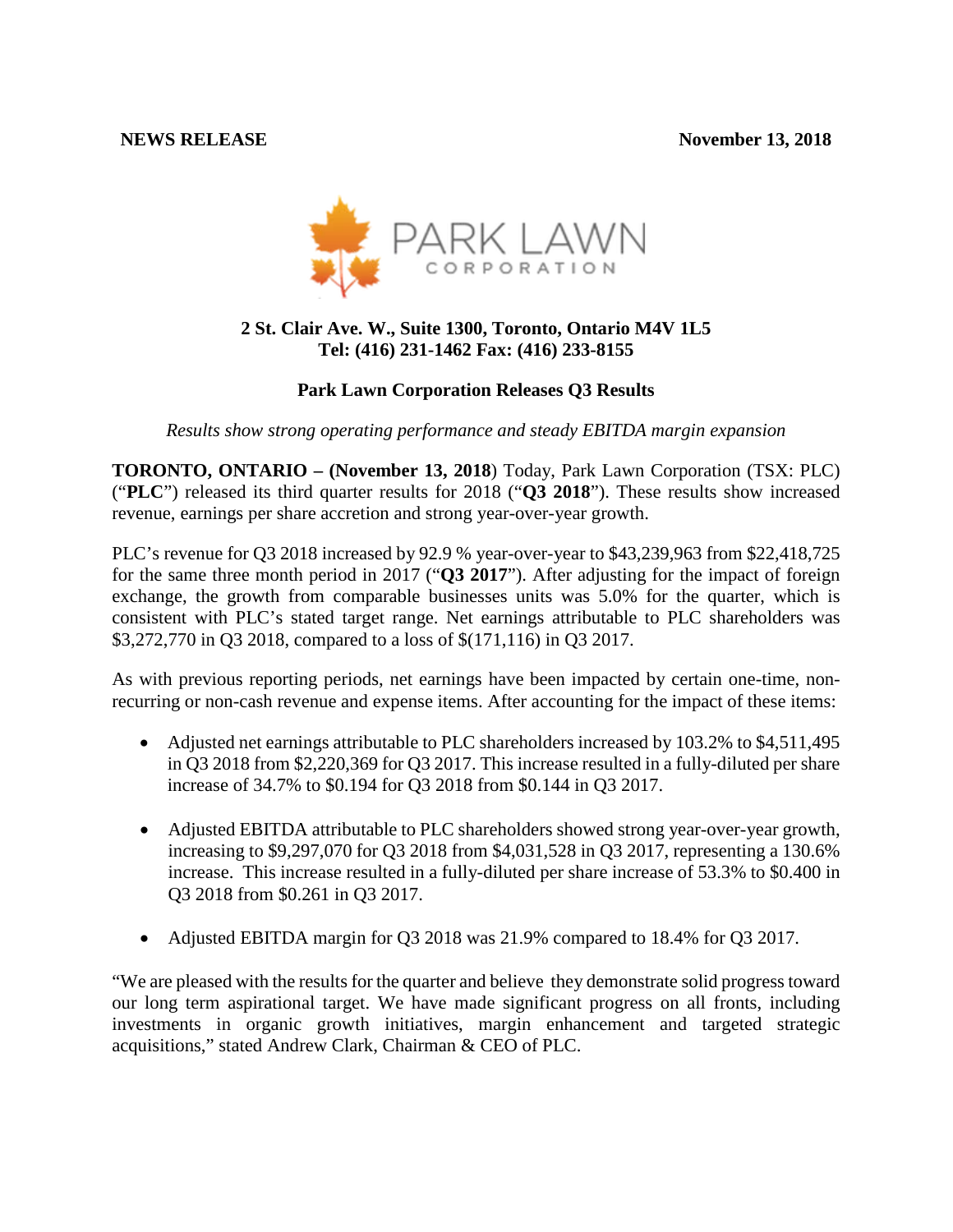**NEWS RELEASE** **November 13, 2018**

PARK LAWN CORPORATION

**2 St. Clair Ave. W., Suite 1300, Toronto, Ontario M4V 1L5**
**Tel: (416) 231-1462 Fax: (416) 233-8155**

# Park Lawn Corporation Releases Q3 Results

*Results show strong operating performance and steady EBITDA margin expansion*

**TORONTO, ONTARIO – (November 13, 2018**) Today, Park Lawn Corporation (TSX: PLC) ("**PLC**") released its third quarter results for 2018 ("**Q3 2018**"). These results show increased revenue, earnings per share accretion and strong year-over-year growth.

PLC's revenue for Q3 2018 increased by 92.9 % year-over-year to $43,239,963 from $22,418,725 for the same three month period in 2017 ("**Q3 2017**"). After adjusting for the impact of foreign exchange, the growth from comparable businesses units was 5.0% for the quarter, which is consistent with PLC's stated target range. Net earnings attributable to PLC shareholders was $3,272,770 in Q3 2018, compared to a loss of $(171,116) in Q3 2017.

As with previous reporting periods, net earnings have been impacted by certain one-time, non-recurring or non-cash revenue and expense items. After accounting for the impact of these items:

- Adjusted net earnings attributable to PLC shareholders increased by 103.2% to $4,511,495 in Q3 2018 from $2,220,369 for Q3 2017. This increase resulted in a fully-diluted per share increase of 34.7% to $0.194 for Q3 2018 from $0.144 in Q3 2017.

- Adjusted EBITDA attributable to PLC shareholders showed strong year-over-year growth, increasing to $9,297,070 for Q3 2018 from $4,031,528 in Q3 2017, representing a 130.6% increase. This increase resulted in a fully-diluted per share increase of 53.3% to $0.400 in Q3 2018 from $0.261 in Q3 2017.

- Adjusted EBITDA margin for Q3 2018 was 21.9% compared to 18.4% for Q3 2017.

"We are pleased with the results for the quarter and believe they demonstrate solid progress toward our long term aspirational target. We have made significant progress on all fronts, including investments in organic growth initiatives, margin enhancement and targeted strategic acquisitions," stated Andrew Clark, Chairman & CEO of PLC.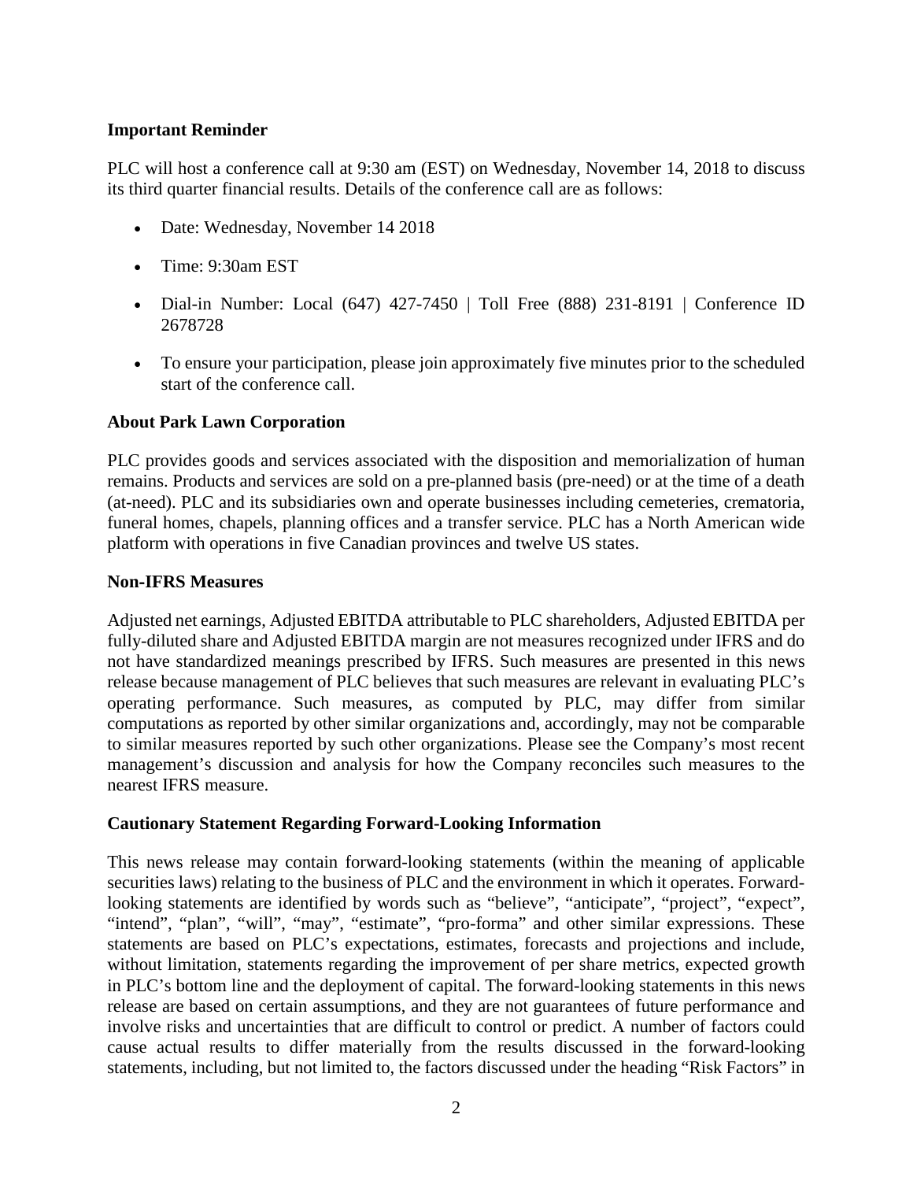**Important Reminder**

PLC will host a conference call at 9:30 am (EST) on Wednesday, November 14, 2018 to discuss its third quarter financial results. Details of the conference call are as follows:

- Date: Wednesday, November 14 2018
- Time: 9:30am EST
- Dial-in Number: Local (647) 427-7450 | Toll Free (888) 231-8191 | Conference ID 2678728
- To ensure your participation, please join approximately five minutes prior to the scheduled start of the conference call.

**About Park Lawn Corporation**

PLC provides goods and services associated with the disposition and memorialization of human remains. Products and services are sold on a pre-planned basis (pre-need) or at the time of a death (at-need). PLC and its subsidiaries own and operate businesses including cemeteries, crematoria, funeral homes, chapels, planning offices and a transfer service. PLC has a North American wide platform with operations in five Canadian provinces and twelve US states.

**Non-IFRS Measures**

Adjusted net earnings, Adjusted EBITDA attributable to PLC shareholders, Adjusted EBITDA per fully-diluted share and Adjusted EBITDA margin are not measures recognized under IFRS and do not have standardized meanings prescribed by IFRS. Such measures are presented in this news release because management of PLC believes that such measures are relevant in evaluating PLC's operating performance. Such measures, as computed by PLC, may differ from similar computations as reported by other similar organizations and, accordingly, may not be comparable to similar measures reported by such other organizations. Please see the Company's most recent management's discussion and analysis for how the Company reconciles such measures to the nearest IFRS measure.

**Cautionary Statement Regarding Forward-Looking Information**

This news release may contain forward-looking statements (within the meaning of applicable securities laws) relating to the business of PLC and the environment in which it operates. Forward-looking statements are identified by words such as "believe", "anticipate", "project", "expect", "intend", "plan", "will", "may", "estimate", "pro-forma" and other similar expressions. These statements are based on PLC's expectations, estimates, forecasts and projections and include, without limitation, statements regarding the improvement of per share metrics, expected growth in PLC's bottom line and the deployment of capital. The forward-looking statements in this news release are based on certain assumptions, and they are not guarantees of future performance and involve risks and uncertainties that are difficult to control or predict. A number of factors could cause actual results to differ materially from the results discussed in the forward-looking statements, including, but not limited to, the factors discussed under the heading "Risk Factors" in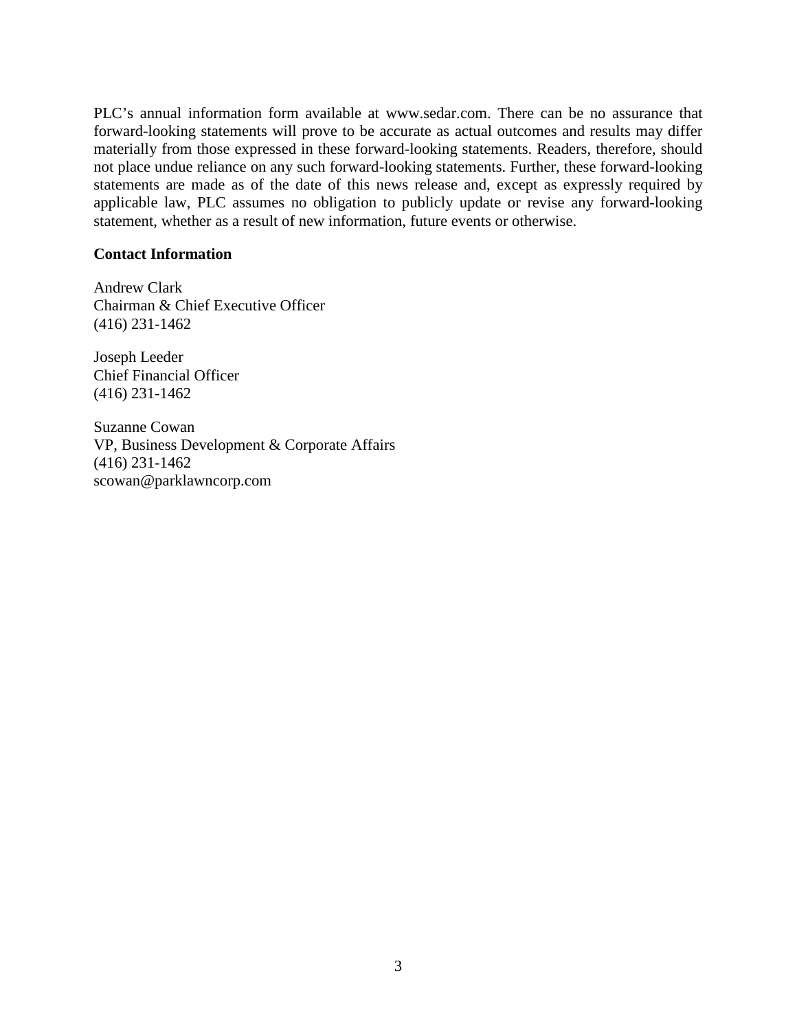PLC's annual information form available at www.sedar.com. There can be no assurance that forward-looking statements will prove to be accurate as actual outcomes and results may differ materially from those expressed in these forward-looking statements. Readers, therefore, should not place undue reliance on any such forward-looking statements. Further, these forward-looking statements are made as of the date of this news release and, except as expressly required by applicable law, PLC assumes no obligation to publicly update or revise any forward-looking statement, whether as a result of new information, future events or otherwise.

**Contact Information**

Andrew Clark
Chairman & Chief Executive Officer
(416) 231-1462

Joseph Leeder
Chief Financial Officer
(416) 231-1462

Suzanne Cowan
VP, Business Development & Corporate Affairs
(416) 231-1462
scowan@parklawncorp.com